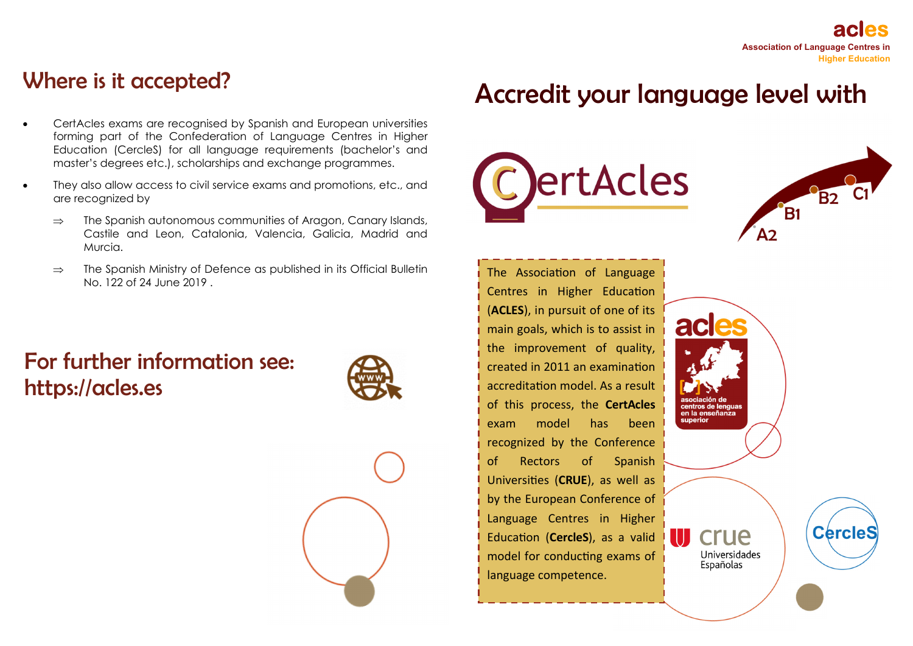## Where is it accepted?

- CertAcles exams are recognised by Spanish and European universities forming part of the Confederation of Language Centres in Higher Education (CercleS) for all language requirements (bachelor's and master's degrees etc.), scholarships and exchange programmes.
- They also allow access to civil service exams and promotions, etc., and are recognized by
  - ⇒ The Spanish autonomous communities of Aragon, Canary Islands, Castile and Leon, Catalonia, Valencia, Galicia, Madrid and Murcia.
  - ⇒ The Spanish Ministry of Defence as published in its Official Bulletin No. 122 of 24 June 2019 .

## For further information see: https://acles.es

**acles**
Association of Language Centres in Higher Education

# Accredit your language level with

CertAcles

A2 B1 B2 C1

The Association of Language Centres in Higher Education (**ACLES**), in pursuit of one of its main goals, which is to assist in the improvement of quality, created in 2011 an examination accreditation model. As a result of this process, the **CertAcles** exam model has been recognized by the Conference of Rectors of Spanish Universities (**CRUE**), as well as by the European Conference of Language Centres in Higher Education (**CercleS**), as a valid model for conducting exams of language competence.

acles
asociación de centros de lenguas en la enseñanza superior

crue Universidades Españolas

CercleS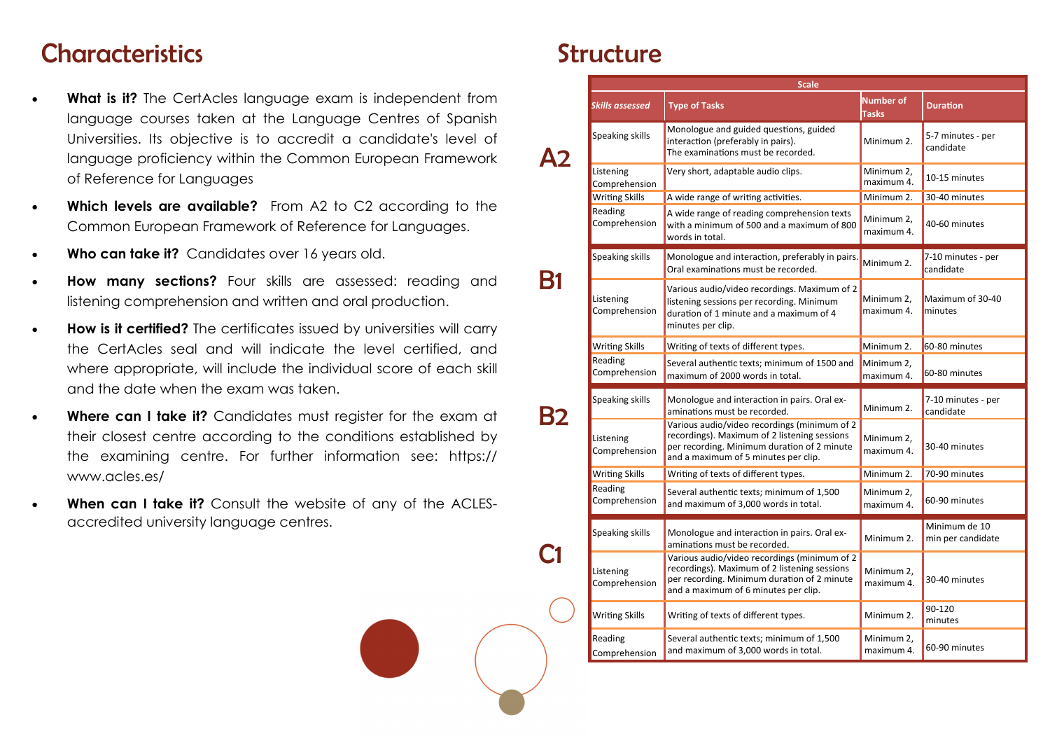## Characteristics

- **What is it?** The CertAcles language exam is independent from language courses taken at the Language Centres of Spanish Universities. Its objective is to accredit a candidate's level of language proficiency within the Common European Framework of Reference for Languages
- **Which levels are available?** From A2 to C2 according to the Common European Framework of Reference for Languages.
- **Who can take it?** Candidates over 16 years old.
- **How many sections?** Four skills are assessed: reading and listening comprehension and written and oral production.
- **How is it certified?** The certificates issued by universities will carry the CertAcles seal and will indicate the level certified, and where appropriate, will include the individual score of each skill and the date when the exam was taken.
- **Where can I take it?** Candidates must register for the exam at their closest centre according to the conditions established by the examining centre. For further information see: https://www.acles.es/
- **When can I take it?** Consult the website of any of the ACLES-accredited university language centres.

## Structure

| | Scale | | | |
|---|---|---|---|---|
| | *Skills assessed* | Type of Tasks | Number of Tasks | Duration |
| **A2** | Speaking skills | Monologue and guided questions, guided interaction (preferably in pairs). The examinations must be recorded. | Minimum 2. | 5-7 minutes - per candidate |
| | Listening Comprehension | Very short, adaptable audio clips. | Minimum 2, maximum 4. | 10-15 minutes |
| | Writing Skills | A wide range of writing activities. | Minimum 2. | 30-40 minutes |
| | Reading Comprehension | A wide range of reading comprehension texts with a minimum of 500 and a maximum of 800 words in total. | Minimum 2, maximum 4. | 40-60 minutes |
| **B1** | Speaking skills | Monologue and interaction, preferably in pairs. Oral examinations must be recorded. | Minimum 2. | 7-10 minutes - per candidate |
| | Listening Comprehension | Various audio/video recordings. Maximum of 2 listening sessions per recording. Minimum duration of 1 minute and a maximum of 4 minutes per clip. | Minimum 2, maximum 4. | Maximum of 30-40 minutes |
| | Writing Skills | Writing of texts of different types. | Minimum 2. | 60-80 minutes |
| | Reading Comprehension | Several authentic texts; minimum of 1500 and maximum of 2000 words in total. | Minimum 2, maximum 4. | 60-80 minutes |
| **B2** | Speaking skills | Monologue and interaction in pairs. Oral examinations must be recorded. | Minimum 2. | 7-10 minutes - per candidate |
| | Listening Comprehension | Various audio/video recordings (minimum of 2 recordings). Maximum of 2 listening sessions per recording. Minimum duration of 2 minute and a maximum of 5 minutes per clip. | Minimum 2, maximum 4. | 30-40 minutes |
| | Writing Skills | Writing of texts of different types. | Minimum 2. | 70-90 minutes |
| | Reading Comprehension | Several authentic texts; minimum of 1,500 and maximum of 3,000 words in total. | Minimum 2, maximum 4. | 60-90 minutes |
| **C1** | Speaking skills | Monologue and interaction in pairs. Oral examinations must be recorded. | Minimum 2. | Minimum de 10 min per candidate |
| | Listening Comprehension | Various audio/video recordings (minimum of 2 recordings). Maximum of 2 listening sessions per recording. Minimum duration of 2 minute and a maximum of 6 minutes per clip. | Minimum 2, maximum 4. | 30-40 minutes |
| | Writing Skills | Writing of texts of different types. | Minimum 2. | 90-120 minutes |
| | Reading Comprehension | Several authentic texts; minimum of 1,500 and maximum of 3,000 words in total. | Minimum 2, maximum 4. | 60-90 minutes |